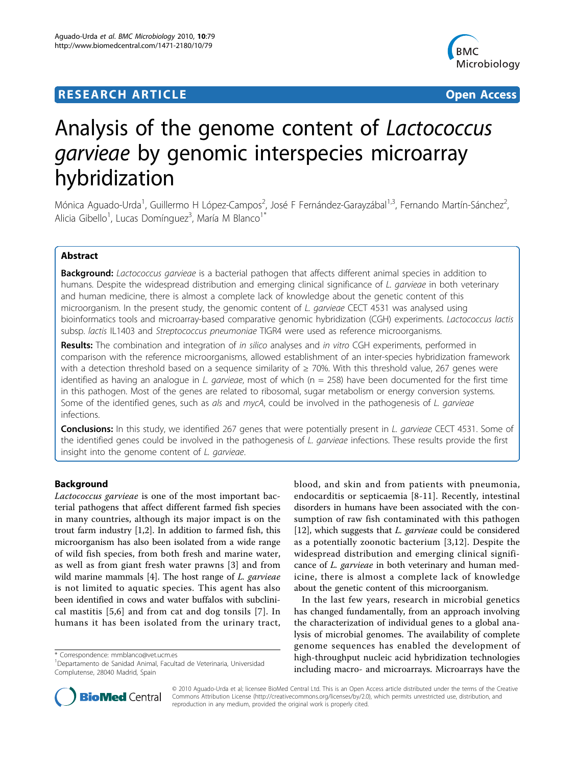**RESEARCH ARTICLE** **Open Access**

# Analysis of the genome content of *Lactococcus garvieae* by genomic interspecies microarray hybridization

Mónica Aguado-Urda[1], Guillermo H López-Campos[2], José F Fernández-Garayzábal[1,3], Fernando Martín-Sánchez[2], Alicia Gibello[1], Lucas Domínguez[3], María M Blanco[1*]

## Abstract

**Background:** *Lactococcus garvieae* is a bacterial pathogen that affects different animal species in addition to humans. Despite the widespread distribution and emerging clinical significance of *L. garvieae* in both veterinary and human medicine, there is almost a complete lack of knowledge about the genetic content of this microorganism. In the present study, the genomic content of *L. garvieae* CECT 4531 was analysed using bioinformatics tools and microarray-based comparative genomic hybridization (CGH) experiments. *Lactococcus lactis* subsp. *lactis* IL1403 and *Streptococcus pneumoniae* TIGR4 were used as reference microorganisms.

**Results:** The combination and integration of *in silico* analyses and *in vitro* CGH experiments, performed in comparison with the reference microorganisms, allowed establishment of an inter-species hybridization framework with a detection threshold based on a sequence similarity of ≥ 70%. With this threshold value, 267 genes were identified as having an analogue in *L. garvieae*, most of which (n = 258) have been documented for the first time in this pathogen. Most of the genes are related to ribosomal, sugar metabolism or energy conversion systems. Some of the identified genes, such as *als* and *mycA*, could be involved in the pathogenesis of *L. garvieae* infections.

**Conclusions:** In this study, we identified 267 genes that were potentially present in *L. garvieae* CECT 4531. Some of the identified genes could be involved in the pathogenesis of *L. garvieae* infections. These results provide the first insight into the genome content of *L. garvieae*.

## Background

*Lactococcus garvieae* is one of the most important bacterial pathogens that affect different farmed fish species in many countries, although its major impact is on the trout farm industry [1,2]. In addition to farmed fish, this microorganism has also been isolated from a wide range of wild fish species, from both fresh and marine water, as well as from giant fresh water prawns [3] and from wild marine mammals [4]. The host range of *L. garvieae* is not limited to aquatic species. This agent has also been identified in cows and water buffalos with subclinical mastitis [5,6] and from cat and dog tonsils [7]. In humans it has been isolated from the urinary tract, blood, and skin and from patients with pneumonia, endocarditis or septicaemia [8-11]. Recently, intestinal disorders in humans have been associated with the consumption of raw fish contaminated with this pathogen [12], which suggests that *L. garvieae* could be considered as a potentially zoonotic bacterium [3,12]. Despite the widespread distribution and emerging clinical significance of *L. garvieae* in both veterinary and human medicine, there is almost a complete lack of knowledge about the genetic content of this microorganism.

In the last few years, research in microbial genetics has changed fundamentally, from an approach involving the characterization of individual genes to a global analysis of microbial genomes. The availability of complete genome sequences has enabled the development of high-throughput nucleic acid hybridization technologies including macro- and microarrays. Microarrays have the

\* Correspondence: mmblanco@vet.ucm.es
[1]Departamento de Sanidad Animal, Facultad de Veterinaria, Universidad Complutense, 28040 Madrid, Spain

© 2010 Aguado-Urda et al; licensee BioMed Central Ltd. This is an Open Access article distributed under the terms of the Creative Commons Attribution License (http://creativecommons.org/licenses/by/2.0), which permits unrestricted use, distribution, and reproduction in any medium, provided the original work is properly cited.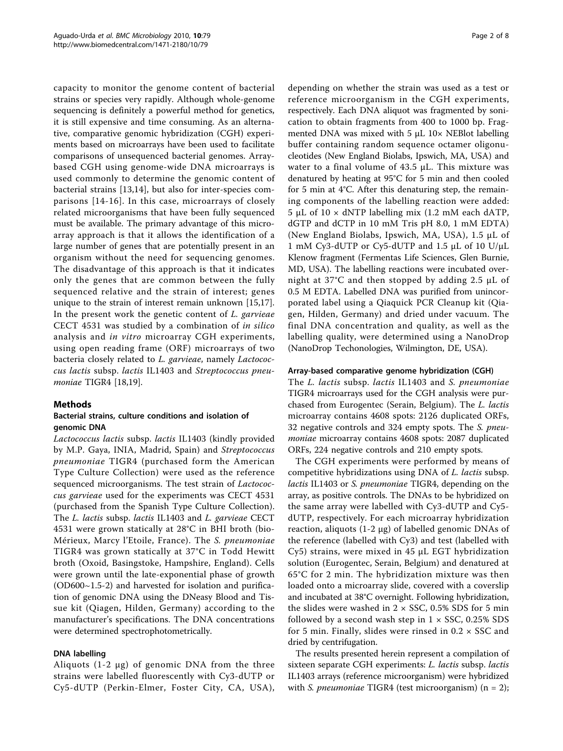capacity to monitor the genome content of bacterial strains or species very rapidly. Although whole-genome sequencing is definitely a powerful method for genetics, it is still expensive and time consuming. As an alternative, comparative genomic hybridization (CGH) experiments based on microarrays have been used to facilitate comparisons of unsequenced bacterial genomes. Array-based CGH using genome-wide DNA microarrays is used commonly to determine the genomic content of bacterial strains [13,14], but also for inter-species comparisons [14-16]. In this case, microarrays of closely related microorganisms that have been fully sequenced must be available. The primary advantage of this microarray approach is that it allows the identification of a large number of genes that are potentially present in an organism without the need for sequencing genomes. The disadvantage of this approach is that it indicates only the genes that are common between the fully sequenced relative and the strain of interest; genes unique to the strain of interest remain unknown [15,17]. In the present work the genetic content of *L. garvieae* CECT 4531 was studied by a combination of *in silico* analysis and *in vitro* microarray CGH experiments, using open reading frame (ORF) microarrays of two bacteria closely related to *L. garvieae*, namely *Lactococcus lactis* subsp. *lactis* IL1403 and *Streptococcus pneumoniae* TIGR4 [18,19].

## Methods

### Bacterial strains, culture conditions and isolation of genomic DNA

*Lactococcus lactis* subsp. *lactis* IL1403 (kindly provided by M.P. Gaya, INIA, Madrid, Spain) and *Streptococcus pneumoniae* TIGR4 (purchased form the American Type Culture Collection) were used as the reference sequenced microorganisms. The test strain of *Lactococcus garvieae* used for the experiments was CECT 4531 (purchased from the Spanish Type Culture Collection). The *L. lactis* subsp. *lactis* IL1403 and *L. garvieae* CECT 4531 were grown statically at 28°C in BHI broth (bioMérieux, Marcy l'Etoile, France). The *S. pneumoniae* TIGR4 was grown statically at 37°C in Todd Hewitt broth (Oxoid, Basingstoke, Hampshire, England). Cells were grown until the late-exponential phase of growth (OD600~1.5-2) and harvested for isolation and purification of genomic DNA using the DNeasy Blood and Tissue kit (Qiagen, Hilden, Germany) according to the manufacturer's specifications. The DNA concentrations were determined spectrophotometrically.

### DNA labelling

Aliquots (1-2 μg) of genomic DNA from the three strains were labelled fluorescently with Cy3-dUTP or Cy5-dUTP (Perkin-Elmer, Foster City, CA, USA), depending on whether the strain was used as a test or reference microorganism in the CGH experiments, respectively. Each DNA aliquot was fragmented by sonication to obtain fragments from 400 to 1000 bp. Fragmented DNA was mixed with 5 μL 10× NEBlot labelling buffer containing random sequence octamer oligonucleotides (New England Biolabs, Ipswich, MA, USA) and water to a final volume of 43.5 μL. This mixture was denatured by heating at 95°C for 5 min and then cooled for 5 min at 4°C. After this denaturing step, the remaining components of the labelling reaction were added: 5 μL of 10 × dNTP labelling mix (1.2 mM each dATP, dGTP and dCTP in 10 mM Tris pH 8.0, 1 mM EDTA) (New England Biolabs, Ipswich, MA, USA), 1.5 μL of 1 mM Cy3-dUTP or Cy5-dUTP and 1.5 μL of 10 U/μL Klenow fragment (Fermentas Life Sciences, Glen Burnie, MD, USA). The labelling reactions were incubated overnight at 37°C and then stopped by adding 2.5 μL of 0.5 M EDTA. Labelled DNA was purified from unincorporated label using a Qiaquick PCR Cleanup kit (Qiagen, Hilden, Germany) and dried under vacuum. The final DNA concentration and quality, as well as the labelling quality, were determined using a NanoDrop (NanoDrop Techonologies, Wilmington, DE, USA).

### Array-based comparative genome hybridization (CGH)

The *L. lactis* subsp. *lactis* IL1403 and *S. pneumoniae* TIGR4 microarrays used for the CGH analysis were purchased from Eurogentec (Serain, Belgium). The *L. lactis* microarray contains 4608 spots: 2126 duplicated ORFs, 32 negative controls and 324 empty spots. The *S. pneumoniae* microarray contains 4608 spots: 2087 duplicated ORFs, 224 negative controls and 210 empty spots.

The CGH experiments were performed by means of competitive hybridizations using DNA of *L. lactis* subsp. *lactis* IL1403 or *S. pneumoniae* TIGR4, depending on the array, as positive controls. The DNAs to be hybridized on the same array were labelled with Cy3-dUTP and Cy5-dUTP, respectively. For each microarray hybridization reaction, aliquots (1-2 μg) of labelled genomic DNAs of the reference (labelled with Cy3) and test (labelled with Cy5) strains, were mixed in 45 μL EGT hybridization solution (Eurogentec, Serain, Belgium) and denatured at 65°C for 2 min. The hybridization mixture was then loaded onto a microarray slide, covered with a coverslip and incubated at 38°C overnight. Following hybridization, the slides were washed in 2 × SSC, 0.5% SDS for 5 min followed by a second wash step in 1 × SSC, 0.25% SDS for 5 min. Finally, slides were rinsed in 0.2 × SSC and dried by centrifugation.

The results presented herein represent a compilation of sixteen separate CGH experiments: *L. lactis* subsp. *lactis* IL1403 arrays (reference microorganism) were hybridized with *S. pneumoniae* TIGR4 (test microorganism) (n = 2);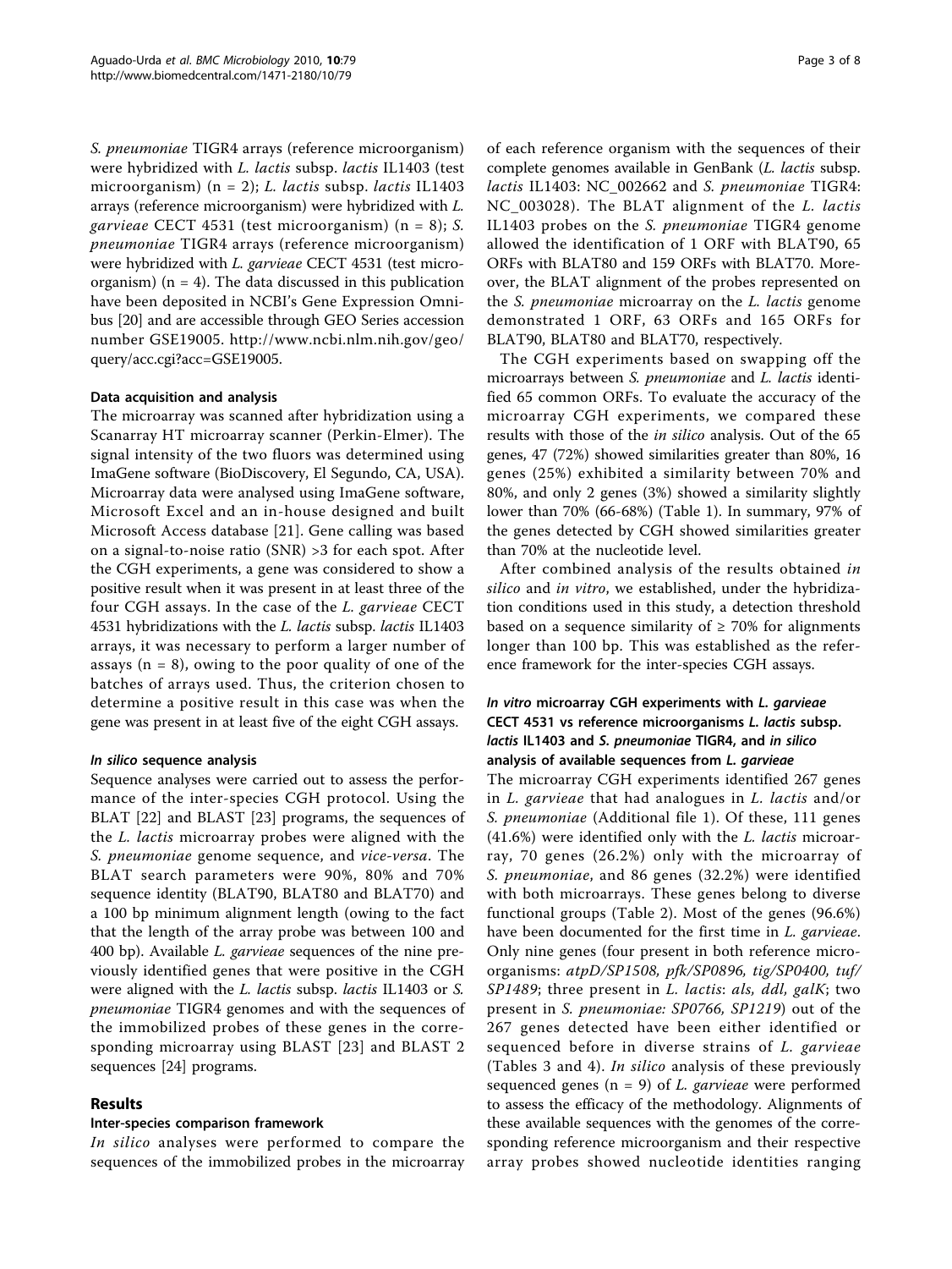*S. pneumoniae* TIGR4 arrays (reference microorganism) were hybridized with *L. lactis* subsp. *lactis* IL1403 (test microorganism) (n = 2); *L. lactis* subsp. *lactis* IL1403 arrays (reference microorganism) were hybridized with *L. garvieae* CECT 4531 (test microorganism) (n = 8); *S. pneumoniae* TIGR4 arrays (reference microorganism) were hybridized with *L. garvieae* CECT 4531 (test microorganism) (n = 4). The data discussed in this publication have been deposited in NCBI's Gene Expression Omnibus [20] and are accessible through GEO Series accession number GSE19005. http://www.ncbi.nlm.nih.gov/geo/query/acc.cgi?acc=GSE19005.

#### Data acquisition and analysis

The microarray was scanned after hybridization using a Scanarray HT microarray scanner (Perkin-Elmer). The signal intensity of the two fluors was determined using ImaGene software (BioDiscovery, El Segundo, CA, USA). Microarray data were analysed using ImaGene software, Microsoft Excel and an in-house designed and built Microsoft Access database [21]. Gene calling was based on a signal-to-noise ratio (SNR) >3 for each spot. After the CGH experiments, a gene was considered to show a positive result when it was present in at least three of the four CGH assays. In the case of the *L. garvieae* CECT 4531 hybridizations with the *L. lactis* subsp. *lactis* IL1403 arrays, it was necessary to perform a larger number of assays (n = 8), owing to the poor quality of one of the batches of arrays used. Thus, the criterion chosen to determine a positive result in this case was when the gene was present in at least five of the eight CGH assays.

#### *In silico* sequence analysis

Sequence analyses were carried out to assess the performance of the inter-species CGH protocol. Using the BLAT [22] and BLAST [23] programs, the sequences of the *L. lactis* microarray probes were aligned with the *S. pneumoniae* genome sequence, and *vice-versa*. The BLAT search parameters were 90%, 80% and 70% sequence identity (BLAT90, BLAT80 and BLAT70) and a 100 bp minimum alignment length (owing to the fact that the length of the array probe was between 100 and 400 bp). Available *L. garvieae* sequences of the nine previously identified genes that were positive in the CGH were aligned with the *L. lactis* subsp. *lactis* IL1403 or *S. pneumoniae* TIGR4 genomes and with the sequences of the immobilized probes of these genes in the corresponding microarray using BLAST [23] and BLAST 2 sequences [24] programs.

## Results

#### Inter-species comparison framework

*In silico* analyses were performed to compare the sequences of the immobilized probes in the microarray of each reference organism with the sequences of their complete genomes available in GenBank (*L. lactis* subsp. *lactis* IL1403: NC_002662 and *S. pneumoniae* TIGR4: NC_003028). The BLAT alignment of the *L. lactis* IL1403 probes on the *S. pneumoniae* TIGR4 genome allowed the identification of 1 ORF with BLAT90, 65 ORFs with BLAT80 and 159 ORFs with BLAT70. Moreover, the BLAT alignment of the probes represented on the *S. pneumoniae* microarray on the *L. lactis* genome demonstrated 1 ORF, 63 ORFs and 165 ORFs for BLAT90, BLAT80 and BLAT70, respectively.

The CGH experiments based on swapping off the microarrays between *S. pneumoniae* and *L. lactis* identified 65 common ORFs. To evaluate the accuracy of the microarray CGH experiments, we compared these results with those of the *in silico* analysis. Out of the 65 genes, 47 (72%) showed similarities greater than 80%, 16 genes (25%) exhibited a similarity between 70% and 80%, and only 2 genes (3%) showed a similarity slightly lower than 70% (66-68%) (Table 1). In summary, 97% of the genes detected by CGH showed similarities greater than 70% at the nucleotide level.

After combined analysis of the results obtained *in silico* and *in vitro*, we established, under the hybridization conditions used in this study, a detection threshold based on a sequence similarity of ≥ 70% for alignments longer than 100 bp. This was established as the reference framework for the inter-species CGH assays.

#### *In vitro* microarray CGH experiments with *L. garvieae* CECT 4531 vs reference microorganisms *L. lactis* subsp. *lactis* IL1403 and *S. pneumoniae* TIGR4, and *in silico* analysis of available sequences from *L. garvieae*

The microarray CGH experiments identified 267 genes in *L. garvieae* that had analogues in *L. lactis* and/or *S. pneumoniae* (Additional file 1). Of these, 111 genes (41.6%) were identified only with the *L. lactis* microarray, 70 genes (26.2%) only with the microarray of *S. pneumoniae*, and 86 genes (32.2%) were identified with both microarrays. These genes belong to diverse functional groups (Table 2). Most of the genes (96.6%) have been documented for the first time in *L. garvieae*. Only nine genes (four present in both reference microorganisms: *atpD/SP1508, pfk/SP0896, tig/SP0400, tuf/SP1489*; three present in *L. lactis*: *als, ddl, galK*; two present in *S. pneumoniae: SP0766, SP1219*) out of the 267 genes detected have been either identified or sequenced before in diverse strains of *L. garvieae* (Tables 3 and 4). *In silico* analysis of these previously sequenced genes (n = 9) of *L. garvieae* were performed to assess the efficacy of the methodology. Alignments of these available sequences with the genomes of the corresponding reference microorganism and their respective array probes showed nucleotide identities ranging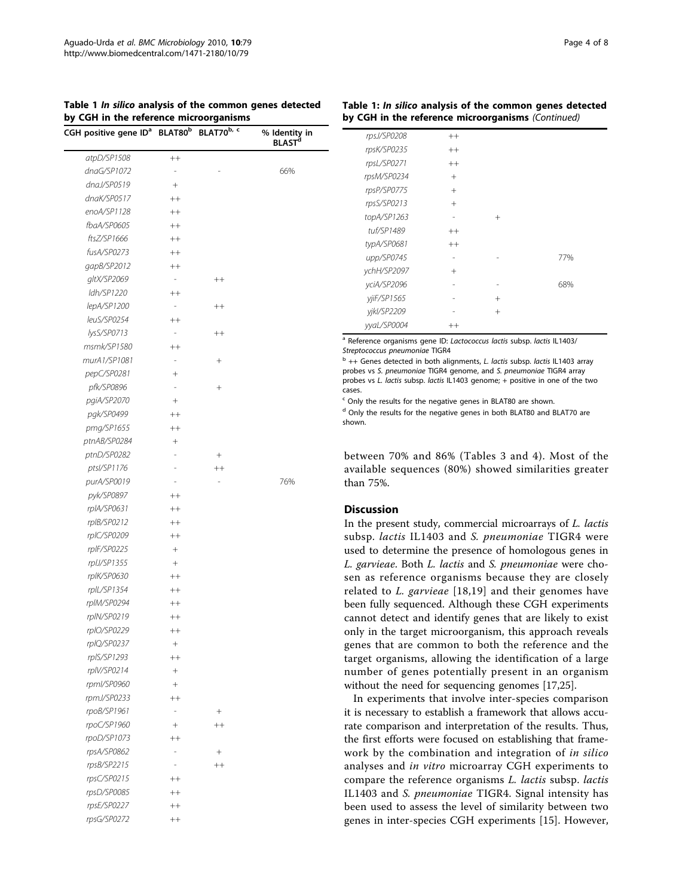**Table 1** *In silico* **analysis of the common genes detected by CGH in the reference microorganisms**

| CGH positive gene ID[a] | BLAT80[b] | BLAT70[b, c] | % Identity in BLAST[d] |
|---|---|---|---|
| *atpD/SP1508* | ++ | | |
| *dnaG/SP1072* | - | - | 66% |
| *dnaJ/SP0519* | + | | |
| *dnaK/SP0517* | ++ | | |
| *enoA/SP1128* | ++ | | |
| *fbaA/SP0605* | ++ | | |
| *ftsZ/SP1666* | ++ | | |
| *fusA/SP0273* | ++ | | |
| *gapB/SP2012* | ++ | | |
| *gltX/SP2069* | - | ++ | |
| *ldh/SP1220* | ++ | | |
| *lepA/SP1200* | - | ++ | |
| *leuS/SP0254* | ++ | | |
| *lysS/SP0713* | - | ++ | |
| *msmk/SP1580* | ++ | | |
| *murA1/SP1081* | - | + | |
| *pepC/SP0281* | + | | |
| *pfk/SP0896* | - | + | |
| *pgiA/SP2070* | + | | |
| *pgk/SP0499* | ++ | | |
| *pmg/SP1655* | ++ | | |
| *ptnAB/SP0284* | + | | |
| *ptnD/SP0282* | - | + | |
| *ptsI/SP1176* | - | ++ | |
| *purA/SP0019* | - | - | 76% |
| *pyk/SP0897* | ++ | | |
| *rplA/SP0631* | ++ | | |
| *rplB/SP0212* | ++ | | |
| *rplC/SP0209* | ++ | | |
| *rplF/SP0225* | + | | |
| *rplJ/SP1355* | + | | |
| *rplK/SP0630* | ++ | | |
| *rplL/SP1354* | ++ | | |
| *rplM/SP0294* | ++ | | |
| *rplN/SP0219* | ++ | | |
| *rplO/SP0229* | ++ | | |
| *rplQ/SP0237* | + | | |
| *rplS/SP1293* | ++ | | |
| *rplV/SP0214* | + | | |
| *rpmI/SP0960* | + | | |
| *rpmJ/SP0233* | ++ | | |
| *rpoB/SP1961* | - | + | |
| *rpoC/SP1960* | + | ++ | |
| *rpoD/SP1073* | ++ | | |
| *rpsA/SP0862* | - | + | |
| *rpsB/SP2215* | - | ++ | |
| *rpsC/SP0215* | ++ | | |
| *rpsD/SP0085* | ++ | | |
| *rpsE/SP0227* | ++ | | |
| *rpsG/SP0272* | ++ | | |
| *rpsJ/SP0208* | ++ | | |
| *rpsK/SP0235* | ++ | | |
| *rpsL/SP0271* | ++ | | |
| *rpsM/SP0234* | + | | |
| *rpsP/SP0775* | + | | |
| *rpsS/SP0213* | + | | |
| *topA/SP1263* | - | + | |
| *tuf/SP1489* | ++ | | |
| *typA/SP0681* | ++ | | |
| *upp/SP0745* | - | - | 77% |
| *ychH/SP2097* | + | | |
| *yciA/SP2096* | - | - | 68% |
| *yjiF/SP1565* | - | + | |
| *yjkI/SP2209* | - | + | |
| *yyaL/SP0004* | ++ | | |

[a] Reference organisms gene ID: *Lactococcus lactis* subsp. *lactis* IL1403/ *Streptococcus pneumoniae* TIGR4

[b] ++ Genes detected in both alignments, *L. lactis* subsp. *lactis* IL1403 array probes vs *S. pneumoniae* TIGR4 genome, and *S. pneumoniae* TIGR4 array probes vs *L. lactis* subsp. *lactis* IL1403 genome; + positive in one of the two cases.

[c] Only the results for the negative genes in BLAT80 are shown.

[d] Only the results for the negative genes in both BLAT80 and BLAT70 are shown.

between 70% and 86% (Tables 3 and 4). Most of the available sequences (80%) showed similarities greater than 75%.

## Discussion

In the present study, commercial microarrays of *L. lactis* subsp. *lactis* IL1403 and *S. pneumoniae* TIGR4 were used to determine the presence of homologous genes in *L. garvieae*. Both *L. lactis* and *S. pneumoniae* were chosen as reference organisms because they are closely related to *L. garvieae* [18,19] and their genomes have been fully sequenced. Although these CGH experiments cannot detect and identify genes that are likely to exist only in the target microorganism, this approach reveals genes that are common to both the reference and the target organisms, allowing the identification of a large number of genes potentially present in an organism without the need for sequencing genomes [17,25].

In experiments that involve inter-species comparison it is necessary to establish a framework that allows accurate comparison and interpretation of the results. Thus, the first efforts were focused on establishing that framework by the combination and integration of *in silico* analyses and *in vitro* microarray CGH experiments to compare the reference organisms *L. lactis* subsp. *lactis* IL1403 and *S. pneumoniae* TIGR4. Signal intensity has been used to assess the level of similarity between two genes in inter-species CGH experiments [15]. However,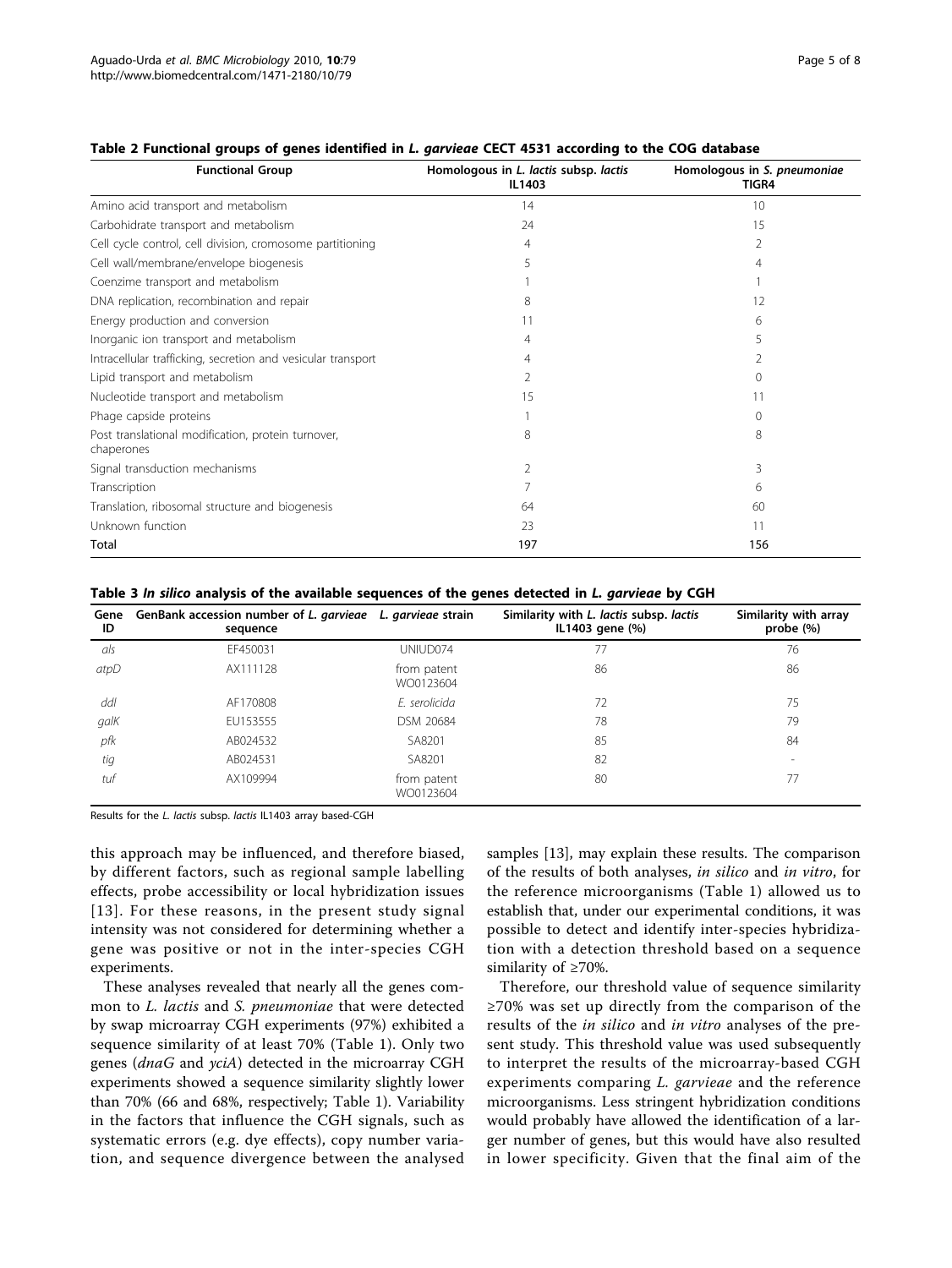**Table 2 Functional groups of genes identified in *L. garvieae* CECT 4531 according to the COG database**

| Functional Group | Homologous in *L. lactis* subsp. *lactis* IL1403 | Homologous in *S. pneumoniae* TIGR4 |
|---|---|---|
| Amino acid transport and metabolism | 14 | 10 |
| Carbohidrate transport and metabolism | 24 | 15 |
| Cell cycle control, cell division, cromosome partitioning | 4 | 2 |
| Cell wall/membrane/envelope biogenesis | 5 | 4 |
| Coenzime transport and metabolism | 1 | 1 |
| DNA replication, recombination and repair | 8 | 12 |
| Energy production and conversion | 11 | 6 |
| Inorganic ion transport and metabolism | 4 | 5 |
| Intracellular trafficking, secretion and vesicular transport | 4 | 2 |
| Lipid transport and metabolism | 2 | 0 |
| Nucleotide transport and metabolism | 15 | 11 |
| Phage capside proteins | 1 | 0 |
| Post translational modification, protein turnover, chaperones | 8 | 8 |
| Signal transduction mechanisms | 2 | 3 |
| Transcription | 7 | 6 |
| Translation, ribosomal structure and biogenesis | 64 | 60 |
| Unknown function | 23 | 11 |
| Total | 197 | 156 |

**Table 3 *In silico* analysis of the available sequences of the genes detected in *L. garvieae* by CGH**

| Gene ID | GenBank accession number of *L. garvieae* sequence | *L. garvieae* strain | Similarity with *L. lactis* subsp. *lactis* IL1403 gene (%) | Similarity with array probe (%) |
|---|---|---|---|---|
| *als* | EF450031 | UNIUD074 | 77 | 76 |
| *atpD* | AX111128 | from patent WO0123604 | 86 | 86 |
| *ddl* | AF170808 | *E. serolicida* | 72 | 75 |
| *galK* | EU153555 | DSM 20684 | 78 | 79 |
| *pfk* | AB024532 | SA8201 | 85 | 84 |
| *tig* | AB024531 | SA8201 | 82 | - |
| *tuf* | AX109994 | from patent WO0123604 | 80 | 77 |

Results for the *L. lactis* subsp. *lactis* IL1403 array based-CGH

this approach may be influenced, and therefore biased, by different factors, such as regional sample labelling effects, probe accessibility or local hybridization issues [13]. For these reasons, in the present study signal intensity was not considered for determining whether a gene was positive or not in the inter-species CGH experiments.

These analyses revealed that nearly all the genes common to *L. lactis* and *S. pneumoniae* that were detected by swap microarray CGH experiments (97%) exhibited a sequence similarity of at least 70% (Table 1). Only two genes (*dnaG* and *yciA*) detected in the microarray CGH experiments showed a sequence similarity slightly lower than 70% (66 and 68%, respectively; Table 1). Variability in the factors that influence the CGH signals, such as systematic errors (e.g. dye effects), copy number variation, and sequence divergence between the analysed samples [13], may explain these results. The comparison of the results of both analyses, *in silico* and *in vitro*, for the reference microorganisms (Table 1) allowed us to establish that, under our experimental conditions, it was possible to detect and identify inter-species hybridization with a detection threshold based on a sequence similarity of ≥70%.

Therefore, our threshold value of sequence similarity ≥70% was set up directly from the comparison of the results of the *in silico* and *in vitro* analyses of the present study. This threshold value was used subsequently to interpret the results of the microarray-based CGH experiments comparing *L. garvieae* and the reference microorganisms. Less stringent hybridization conditions would probably have allowed the identification of a larger number of genes, but this would have also resulted in lower specificity. Given that the final aim of the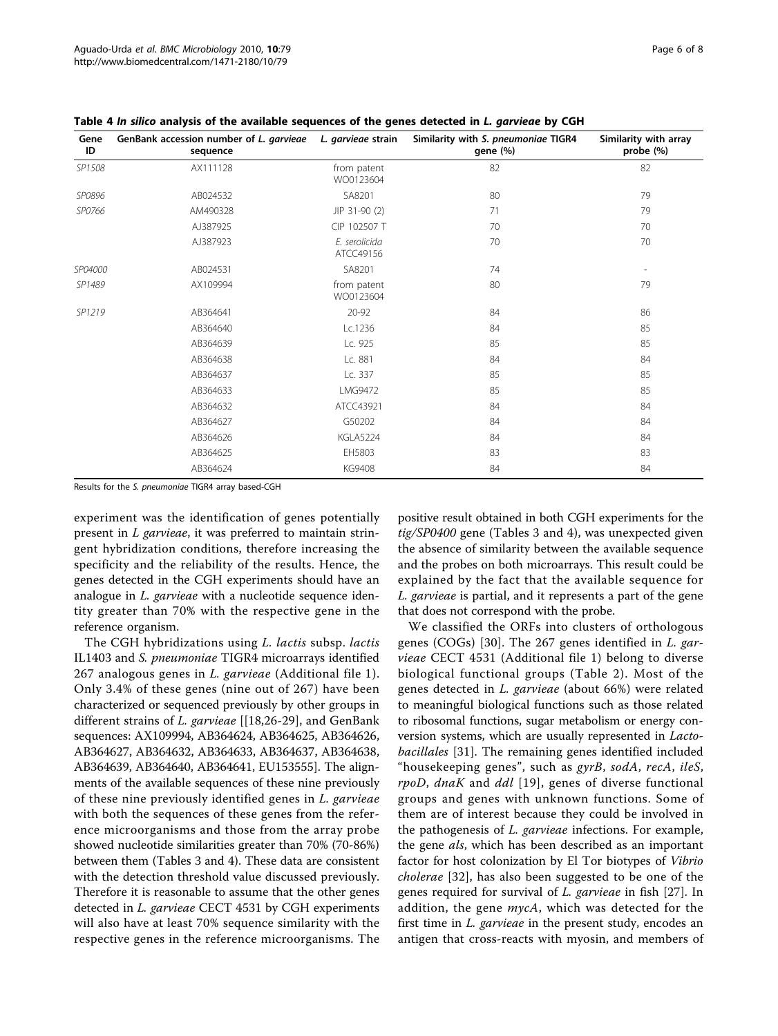**Table 4 *In silico* analysis of the available sequences of the genes detected in *L. garvieae* by CGH**

| Gene ID | GenBank accession number of *L. garvieae* sequence | *L. garvieae* strain | Similarity with *S. pneumoniae* TIGR4 gene (%) | Similarity with array probe (%) |
|---|---|---|---|---|
| *SP1508* | AX111128 | from patent WO0123604 | 82 | 82 |
| *SP0896* | AB024532 | SA8201 | 80 | 79 |
| *SP0766* | AM490328 | JIP 31-90 (2) | 71 | 79 |
| | AJ387925 | CIP 102507 T | 70 | 70 |
| | AJ387923 | *E. serolicida* ATCC49156 | 70 | 70 |
| *SP04000* | AB024531 | SA8201 | 74 | - |
| *SP1489* | AX109994 | from patent WO0123604 | 80 | 79 |
| *SP1219* | AB364641 | 20-92 | 84 | 86 |
| | AB364640 | Lc.1236 | 84 | 85 |
| | AB364639 | Lc. 925 | 85 | 85 |
| | AB364638 | Lc. 881 | 84 | 84 |
| | AB364637 | Lc. 337 | 85 | 85 |
| | AB364633 | LMG9472 | 85 | 85 |
| | AB364632 | ATCC43921 | 84 | 84 |
| | AB364627 | G50202 | 84 | 84 |
| | AB364626 | KGLA5224 | 84 | 84 |
| | AB364625 | EH5803 | 83 | 83 |
| | AB364624 | KG9408 | 84 | 84 |

Results for the *S. pneumoniae* TIGR4 array based-CGH

experiment was the identification of genes potentially present in *L garvieae*, it was preferred to maintain stringent hybridization conditions, therefore increasing the specificity and the reliability of the results. Hence, the genes detected in the CGH experiments should have an analogue in *L. garvieae* with a nucleotide sequence identity greater than 70% with the respective gene in the reference organism.

The CGH hybridizations using *L. lactis* subsp. *lactis* IL1403 and *S. pneumoniae* TIGR4 microarrays identified 267 analogous genes in *L. garvieae* (Additional file 1). Only 3.4% of these genes (nine out of 267) have been characterized or sequenced previously by other groups in different strains of *L. garvieae* [[18,26-29], and GenBank sequences: AX109994, AB364624, AB364625, AB364626, AB364627, AB364632, AB364633, AB364637, AB364638, AB364639, AB364640, AB364641, EU153555]. The alignments of the available sequences of these nine previously of these nine previously identified genes in *L. garvieae* with both the sequences of these genes from the reference microorganisms and those from the array probe showed nucleotide similarities greater than 70% (70-86%) between them (Tables 3 and 4). These data are consistent with the detection threshold value discussed previously. Therefore it is reasonable to assume that the other genes detected in *L. garvieae* CECT 4531 by CGH experiments will also have at least 70% sequence similarity with the respective genes in the reference microorganisms. The positive result obtained in both CGH experiments for the *tig/SP0400* gene (Tables 3 and 4), was unexpected given the absence of similarity between the available sequence and the probes on both microarrays. This result could be explained by the fact that the available sequence for *L. garvieae* is partial, and it represents a part of the gene that does not correspond with the probe.

We classified the ORFs into clusters of orthologous genes (COGs) [30]. The 267 genes identified in *L. garvieae* CECT 4531 (Additional file 1) belong to diverse biological functional groups (Table 2). Most of the genes detected in *L. garvieae* (about 66%) were related to meaningful biological functions such as those related to ribosomal functions, sugar metabolism or energy conversion systems, which are usually represented in *Lactobacillales* [31]. The remaining genes identified included "housekeeping genes", such as *gyrB*, *sodA*, *recA*, *ileS*, *rpoD*, *dnaK* and *ddl* [19], genes of diverse functional groups and genes with unknown functions. Some of them are of interest because they could be involved in the pathogenesis of *L. garvieae* infections. For example, the gene *als*, which has been described as an important factor for host colonization by El Tor biotypes of *Vibrio cholerae* [32], has also been suggested to be one of the genes required for survival of *L. garvieae* in fish [27]. In addition, the gene *mycA*, which was detected for the first time in *L. garvieae* in the present study, encodes an antigen that cross-reacts with myosin, and members of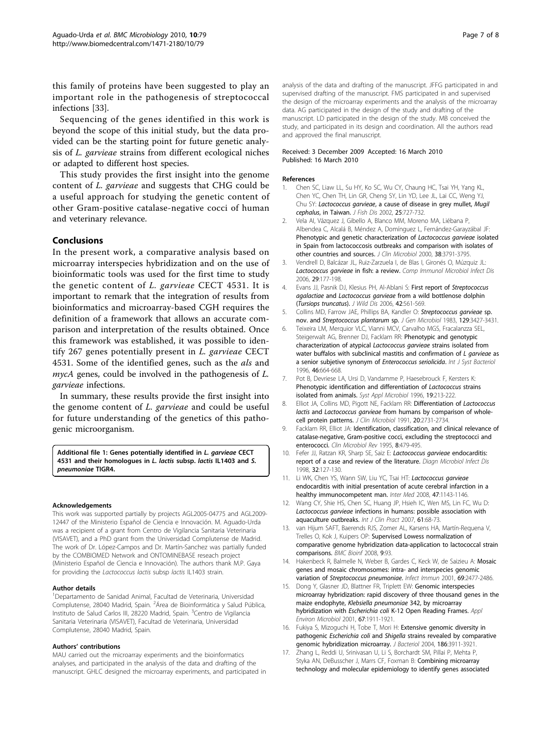this family of proteins have been suggested to play an important role in the pathogenesis of streptococcal infections [33].

Sequencing of the genes identified in this work is beyond the scope of this initial study, but the data provided can be the starting point for future genetic analysis of *L. garvieae* strains from different ecological niches or adapted to different host species.

This study provides the first insight into the genome content of *L. garvieae* and suggests that CHG could be a useful approach for studying the genetic content of other Gram-positive catalase-negative cocci of human and veterinary relevance.

## Conclusions

In the present work, a comparative analysis based on microarray interspecies hybridization and on the use of bioinformatic tools was used for the first time to study the genetic content of *L. garvieae* CECT 4531. It is important to remark that the integration of results from bioinformatics and microarray-based CGH requires the definition of a framework that allows an accurate comparison and interpretation of the results obtained. Once this framework was established, it was possible to identify 267 genes potentially present in *L. garvieae* CECT 4531. Some of the identified genes, such as the *als* and *mycA* genes, could be involved in the pathogenesis of *L. garvieae* infections.

In summary, these results provide the first insight into the genome content of *L. garvieae* and could be useful for future understanding of the genetics of this pathogenic microorganism.

**Additional file 1: Genes potentially identified in *L. garvieae* CECT 4531 and their homologues in *L. lactis* subsp. *lactis* IL1403 and *S. pneumoniae* TIGR4.**

#### Acknowledgements

This work was supported partially by projects AGL2005-04775 and AGL2009-12447 of the Ministerio Español de Ciencia e Innovación. M. Aguado-Urda was a recipient of a grant from Centro de Vigilancia Sanitaria Veterinaria (VISAVET), and a PhD grant from the Universidad Complutense de Madrid. The work of Dr. López-Campos and Dr. Martín-Sanchez was partially funded by the COMBIOMED Network and ONTOMINEBASE reseach project (Ministerio Español de Ciencia e Innovación). The authors thank M.P. Gaya for providing the *Lactococcus lactis* subsp *lactis* IL1403 strain.

#### Author details

[1]Departamento de Sanidad Animal, Facultad de Veterinaria, Universidad Complutense, 28040 Madrid, Spain. [2]Área de Bioinformática y Salud Pública, Instituto de Salud Carlos III, 28220 Madrid, Spain. [3]Centro de Vigilancia Sanitaria Veterinaria (VISAVET), Facultad de Veterinaria, Universidad Complutense, 28040 Madrid, Spain.

#### Authors' contributions

MAU carried out the microarray experiments and the bioinformatics analyses, and participated in the analysis of the data and drafting of the manuscript. GHLC designed the microarray experiments, and participated in analysis of the data and drafting of the manuscript. JFFG participated in and supervised drafting of the manuscript. FMS participated in and supervised the design of the microarray experiments and the analysis of the microarray data. AG participated in the design of the study and drafting of the manuscript. LD participated in the design of the study. MB conceived the study, and participated in its design and coordination. All the authors read and approved the final manuscript.

Received: 3 December 2009 Accepted: 16 March 2010
Published: 16 March 2010

#### References

1. Chen SC, Liaw LL, Su HY, Ko SC, Wu CY, Chaung HC, Tsai YH, Yang KL, Chen YC, Chen TH, Lin GR, Cheng SY, Lin YD, Lee JL, Lai CC, Weng YJ, Chu SY: *Lactococcus garvieae*, a cause of disease in grey mullet, *Mugil cephalus*, in Taiwan. *J Fish Dis* 2002, 25:727-732.
2. Vela AI, Vázquez J, Gibello A, Blanco MM, Moreno MA, Liébana P, Albendea C, Alcalá B, Méndez A, Domínguez L, Fernández-Garayzábal JF: Phenotypic and genetic characterization of *Lactococcus garvieae* isolated in Spain from lactococcosis outbreaks and comparison with isolates of other countries and sources. *J Clin Microbiol* 2000, 38:3791-3795.
3. Vendrell D, Balcázar JL, Ruiz-Zarzuela I, de Blas I, Gironés O, Múzquiz JL: *Lactococcus garvieae* in fish: a review. *Comp Immunol Microbiol Infect Dis* 2006, 29:177-198.
4. Evans JJ, Pasnik DJ, Klesius PH, Al-Ablani S: First report of *Streptococcus agalactiae* and *Lactococcus garvieae* from a wild bottlenose dolphin (*Tursiops truncatus*). *J Wild Dis* 2006, 42:561-569.
5. Collins MD, Farrow JAE, Phillips BA, Kandler O: *Streptococcus garvieae* sp. nov. and *Streptococcus plantarum* sp. *J Gen Microbiol* 1983, 129:3427-3431.
6. Teixeira LM, Merquior VLC, Vianni MCV, Carvalho MGS, Fracalanzza SEL, Steigerwalt AG, Brenner DJ, Facklam RR: Phenotypic and genotypic characterization of atypical *Lactococcus garvieae* strains isolated from water buffalos with subclinical mastitis and confirmation of *L garvieae* as a senior subjetive synonym of *Enterococcus seriolicida*. *Int J Syst Bacteriol* 1996, 46:664-668.
7. Pot B, Devriese LA, Ursi D, Vandamme P, Haesebrouck F, Kersters K: Phenotypic identification and differentiation of *Lactococcus* strains isolated from animals. *Syst Appl Microbiol* 1996, 19:213-222.
8. Elliot JA, Collins MD, Pigott NE, Facklam RR: Differentiation of *Lactococcus lactis* and *Lactococcus garvieae* from humans by comparison of whole-cell protein patterns. *J Clin Microbiol* 1991, 20:2731-2734.
9. Facklam RR, Elliot JA: Identification, classification, and clinical relevance of catalase-negative, Gram-positive cocci, excluding the streptococci and enterococci. *Clin Microbiol Rev* 1995, 8:479-495.
10. Fefer JJ, Ratzan KR, Sharp SE, Saiz E: *Lactococcus garvieae* endocarditis: report of a case and review of the literature. *Diagn Microbiol Infect Dis* 1998, 32:127-130.
11. Li WK, Chen YS, Wann SW, Liu YC, Tsai HT: *Lactococcus garvieae* endocarditis with initial presentation of acute cerebral infarction in a healthy immunocompetent man. *Inter Med* 2008, 47:1143-1146.
12. Wang CY, Shie HS, Chen SC, Huang JP, Hsieh IC, Wen MS, Lin FC, Wu D: *Lactococcus garvieae* infections in humans: possible association with aquaculture outbreaks. *Int J Clin Pract* 2007, 61:68-73.
13. van Hijum SAFT, Baerends RJS, Zomer AL, Karsens HA, Martín-Requena V, Trelles O, Kok J, Kuipers OP: Supervised Lowess normalization of comparative genome hybridization data-application to lactococcal strain comparisons. *BMC Bioinf* 2008, 9:93.
14. Hakenbeck R, Balmelle N, Weber B, Gardes C, Keck W, de Saizieu A: Mosaic genes and mosaic chromosomes: intra- and interspecies genomic variation of *Streptococcus pneumoniae*. *Infect Immun* 2001, 69:2477-2486.
15. Dong Y, Glasner JD, Blattner FR, Triplett EW: Genomic interspecies microarray hybridization: rapid discovery of three thousand genes in the maize endophyte, *Klebsiella pneumoniae* 342, by microarray hybridization with *Escherichia coli* K-12 Open Reading Frames. *Appl Environ Microbiol* 2001, 67:1911-1921.
16. Fukiya S, Mizoguchi H, Tobe T, Mori H: Extensive genomic diversity in pathogenic *Escherichia coli* and *Shigella* strains revealed by comparative genomic hybridization microarray. *J Bacteriol* 2004, 186:3911-3921.
17. Zhang L, Reddi U, Srinivasan U, Li S, Borchardt SM, Pillai P, Mehta P, Styka AN, DeBusscher J, Marrs CF, Foxman B: Combining microarray technology and molecular epidemiology to identify genes associated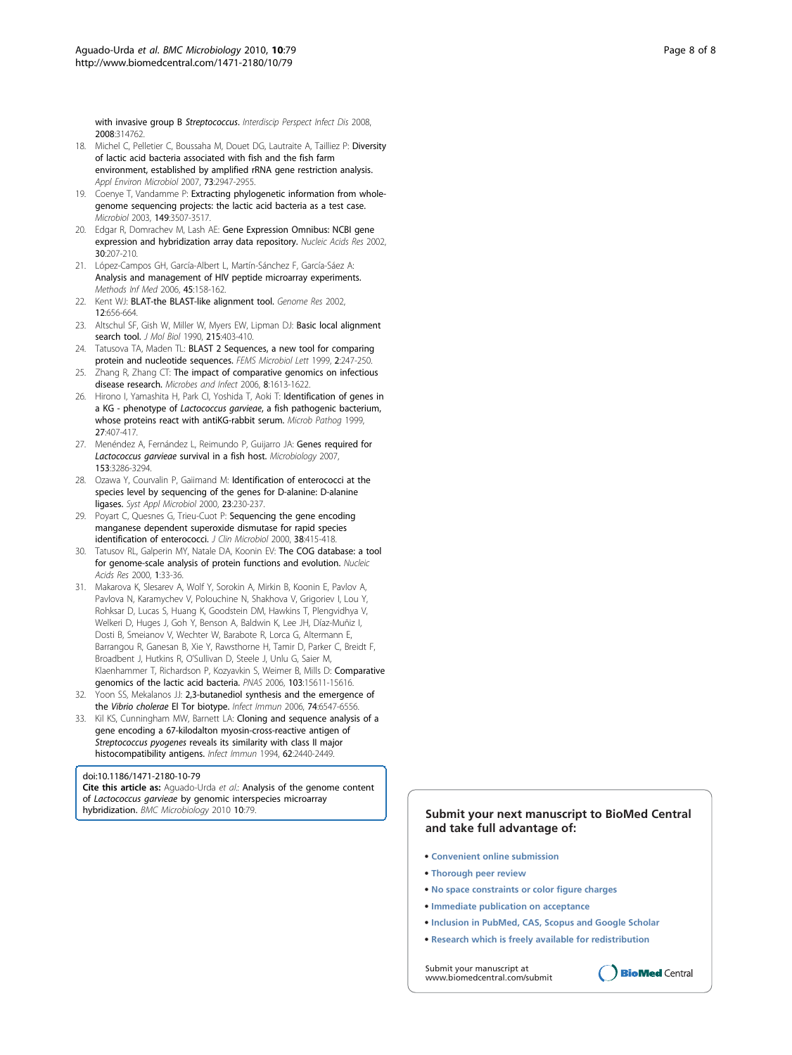with invasive group B *Streptococcus*. *Interdiscip Perspect Infect Dis* 2008, **2008**:314762.

18. Michel C, Pelletier C, Boussaha M, Douet DG, Lautraite A, Tailliez P: **Diversity of lactic acid bacteria associated with fish and the fish farm environment, established by amplified rRNA gene restriction analysis.** *Appl Environ Microbiol* 2007, **73**:2947-2955.
19. Coenye T, Vandamme P: **Extracting phylogenetic information from whole-genome sequencing projects: the lactic acid bacteria as a test case.** *Microbiol* 2003, **149**:3507-3517.
20. Edgar R, Domrachev M, Lash AE: **Gene Expression Omnibus: NCBI gene expression and hybridization array data repository.** *Nucleic Acids Res* 2002, **30**:207-210.
21. López-Campos GH, García-Albert L, Martín-Sánchez F, García-Sáez A: **Analysis and management of HIV peptide microarray experiments.** *Methods Inf Med* 2006, **45**:158-162.
22. Kent WJ: **BLAT-the BLAST-like alignment tool.** *Genome Res* 2002, **12**:656-664.
23. Altschul SF, Gish W, Miller W, Myers EW, Lipman DJ: **Basic local alignment search tool.** *J Mol Biol* 1990, **215**:403-410.
24. Tatusova TA, Maden TL: **BLAST 2 Sequences, a new tool for comparing protein and nucleotide sequences.** *FEMS Microbiol Lett* 1999, **2**:247-250.
25. Zhang R, Zhang CT: **The impact of comparative genomics on infectious disease research.** *Microbes and Infect* 2006, **8**:1613-1622.
26. Hirono I, Yamashita H, Park CI, Yoshida T, Aoki T: **Identification of genes in a KG - phenotype of *Lactococcus garvieae*, a fish pathogenic bacterium, whose proteins react with antiKG-rabbit serum.** *Microb Pathog* 1999, **27**:407-417.
27. Menéndez A, Fernández L, Reimundo P, Guijarro JA: **Genes required for *Lactococcus garvieae* survival in a fish host.** *Microbiology* 2007, **153**:3286-3294.
28. Ozawa Y, Courvalin P, Gaiimand M: **Identification of enterococci at the species level by sequencing of the genes for D-alanine: D-alanine ligases.** *Syst Appl Microbiol* 2000, **23**:230-237.
29. Poyart C, Quesnes G, Trieu-Cuot P: **Sequencing the gene encoding manganese dependent superoxide dismutase for rapid species identification of enterococci.** *J Clin Microbiol* 2000, **38**:415-418.
30. Tatusov RL, Galperin MY, Natale DA, Koonin EV: **The COG database: a tool for genome-scale analysis of protein functions and evolution.** *Nucleic Acids Res* 2000, **1**:33-36.
31. Makarova K, Slesarev A, Wolf Y, Sorokin A, Mirkin B, Koonin E, Pavlov A, Pavlova N, Karamychev V, Polouchine N, Shakhova V, Grigoriev I, Lou Y, Rohksar D, Lucas S, Huang K, Goodstein DM, Hawkins T, Plengvidhya V, Welkeri D, Huges J, Goh Y, Benson A, Baldwin K, Lee JH, Díaz-Muñiz I, Dosti B, Smeianov V, Wechter W, Barabote R, Lorca G, Altermann E, Barrangou R, Ganesan B, Xie Y, Rawsthorne H, Tamir D, Parker C, Breidt F, Broadbent J, Hutkins R, O'Sullivan D, Steele J, Unlu G, Saier M, Klaenhammer T, Richardson P, Kozyavkin S, Weimer B, Mills D: **Comparative genomics of the lactic acid bacteria.** *PNAS* 2006, **103**:15611-15616.
32. Yoon SS, Mekalanos JJ: **2,3-butanediol synthesis and the emergence of the *Vibrio cholerae* El Tor biotype.** *Infect Immun* 2006, **74**:6547-6556.
33. Kil KS, Cunningham MW, Barnett LA: **Cloning and sequence analysis of a gene encoding a 67-kilodalton myosin-cross-reactive antigen of *Streptococcus pyogenes* reveals its similarity with class II major histocompatibility antigens.** *Infect Immun* 1994, **62**:2440-2449.

doi:10.1186/1471-2180-10-79

**Cite this article as:** Aguado-Urda *et al.*: Analysis of the genome content of *Lactococcus garvieae* by genomic interspecies microarray hybridization. *BMC Microbiology* 2010 **10**:79.

**Submit your next manuscript to BioMed Central and take full advantage of:**

- Convenient online submission
- Thorough peer review
- No space constraints or color figure charges
- Immediate publication on acceptance
- Inclusion in PubMed, CAS, Scopus and Google Scholar
- Research which is freely available for redistribution

Submit your manuscript at www.biomedcentral.com/submit

BioMed Central